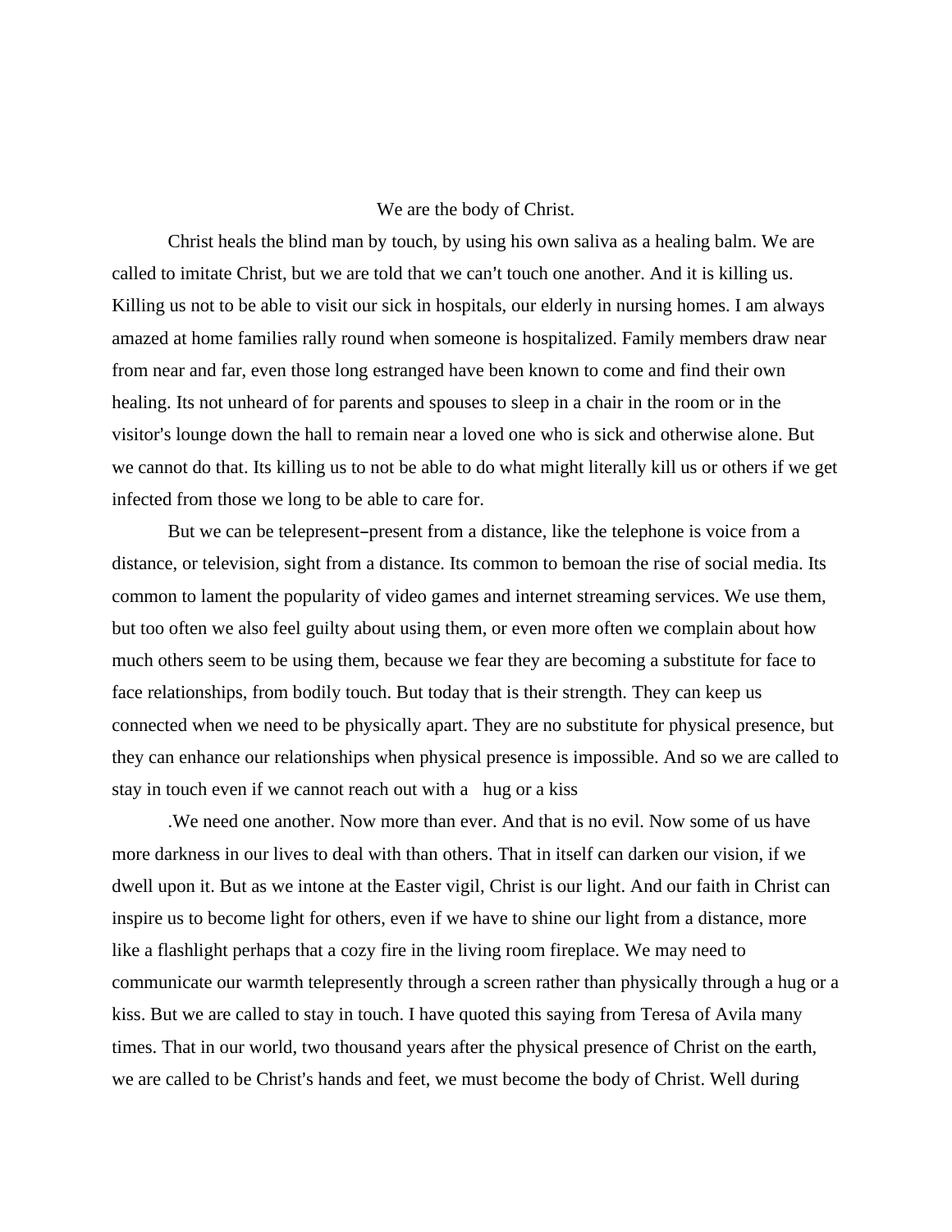We are the body of Christ.

Christ heals the blind man by touch, by using his own saliva as a healing balm. We are called to imitate Christ, but we are told that we can't touch one another. And it is killing us. Killing us not to be able to visit our sick in hospitals, our elderly in nursing homes. I am always amazed at home families rally round when someone is hospitalized. Family members draw near from near and far, even those long estranged have been known to come and find their own healing. Its not unheard of for parents and spouses to sleep in a chair in the room or in the visitor's lounge down the hall to remain near a loved one who is sick and otherwise alone. But we cannot do that. Its killing us to not be able to do what might literally kill us or others if we get infected from those we long to be able to care for.

But we can be telepresent–present from a distance, like the telephone is voice from a distance, or television, sight from a distance. Its common to bemoan the rise of social media. Its common to lament the popularity of video games and internet streaming services. We use them, but too often we also feel guilty about using them, or even more often we complain about how much others seem to be using them, because we fear they are becoming a substitute for face to face relationships, from bodily touch. But today that is their strength. They can keep us connected when we need to be physically apart. They are no substitute for physical presence, but they can enhance our relationships when physical presence is impossible. And so we are called to stay in touch even if we cannot reach out with a hug or a kiss

.We need one another. Now more than ever. And that is no evil. Now some of us have more darkness in our lives to deal with than others. That in itself can darken our vision, if we dwell upon it. But as we intone at the Easter vigil, Christ is our light. And our faith in Christ can inspire us to become light for others, even if we have to shine our light from a distance, more like a flashlight perhaps that a cozy fire in the living room fireplace. We may need to communicate our warmth telepresently through a screen rather than physically through a hug or a kiss. But we are called to stay in touch. I have quoted this saying from Teresa of Avila many times. That in our world, two thousand years after the physical presence of Christ on the earth, we are called to be Christ's hands and feet, we must become the body of Christ. Well during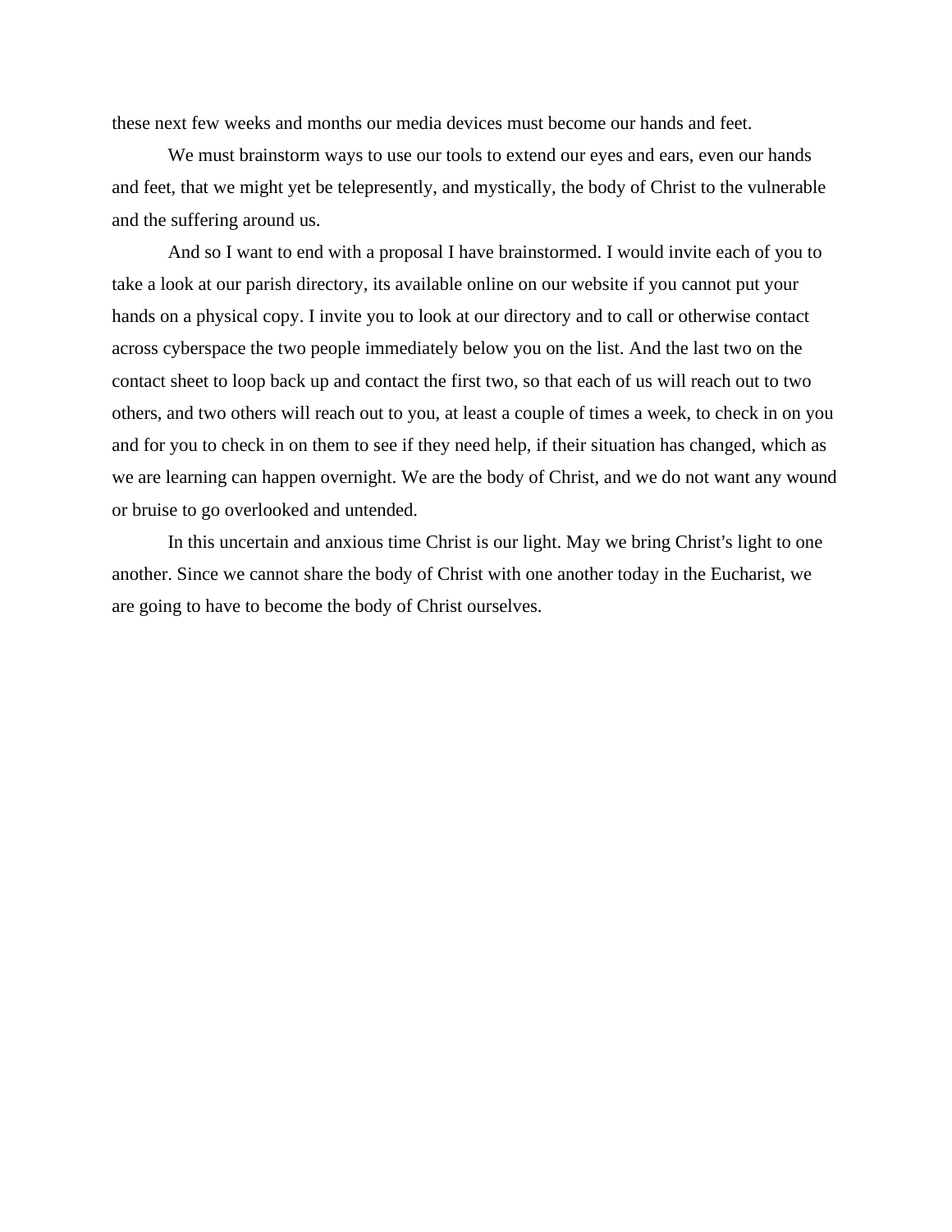these next few weeks and months our media devices must become our hands and feet.

We must brainstorm ways to use our tools to extend our eyes and ears, even our hands and feet, that we might yet be telepresently, and mystically, the body of Christ to the vulnerable and the suffering around us.

And so I want to end with a proposal I have brainstormed. I would invite each of you to take a look at our parish directory, its available online on our website if you cannot put your hands on a physical copy. I invite you to look at our directory and to call or otherwise contact across cyberspace the two people immediately below you on the list. And the last two on the contact sheet to loop back up and contact the first two, so that each of us will reach out to two others, and two others will reach out to you, at least a couple of times a week, to check in on you and for you to check in on them to see if they need help, if their situation has changed, which as we are learning can happen overnight. We are the body of Christ, and we do not want any wound or bruise to go overlooked and untended.

In this uncertain and anxious time Christ is our light. May we bring Christ's light to one another. Since we cannot share the body of Christ with one another today in the Eucharist, we are going to have to become the body of Christ ourselves.